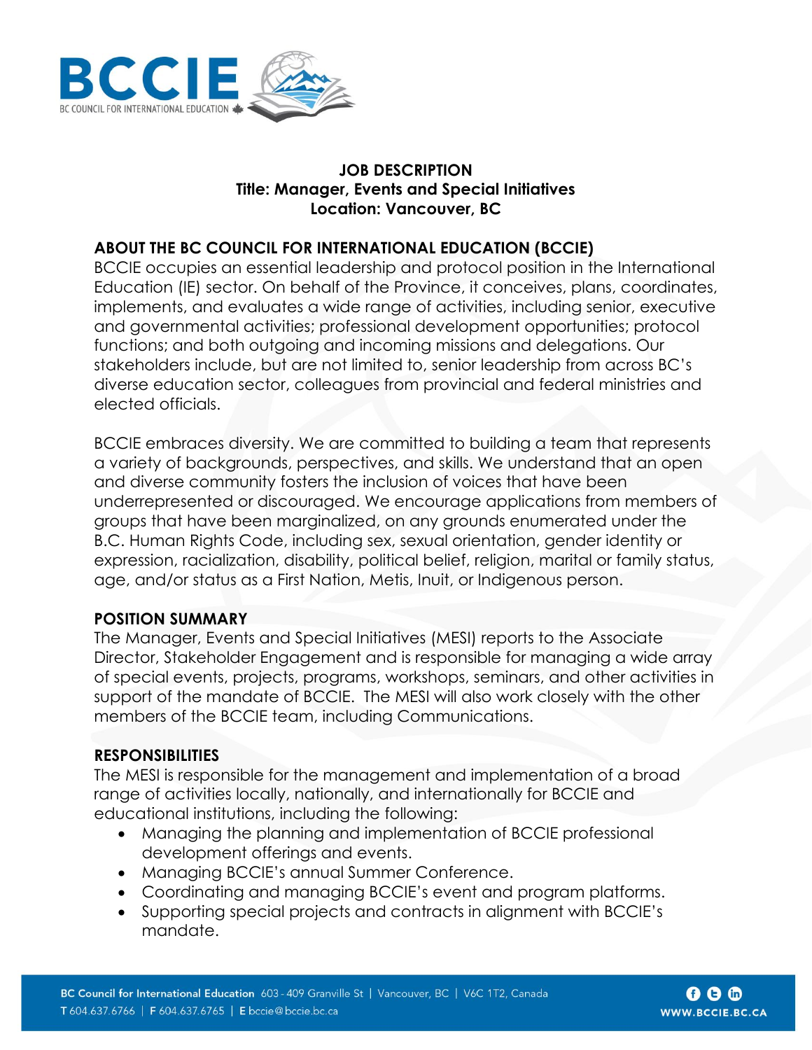# JOB DESCRIPTION
## Title: Manager, Events and Special Initiatives
## Location: Vancouver, BC

### ABOUT THE BC COUNCIL FOR INTERNATIONAL EDUCATION (BCCIE)

BCCIE occupies an essential leadership and protocol position in the International Education (IE) sector. On behalf of the Province, it conceives, plans, coordinates, implements, and evaluates a wide range of activities, including senior, executive and governmental activities; professional development opportunities; protocol functions; and both outgoing and incoming missions and delegations. Our stakeholders include, but are not limited to, senior leadership from across BC's diverse education sector, colleagues from provincial and federal ministries and elected officials.

BCCIE embraces diversity. We are committed to building a team that represents a variety of backgrounds, perspectives, and skills. We understand that an open and diverse community fosters the inclusion of voices that have been underrepresented or discouraged. We encourage applications from members of groups that have been marginalized, on any grounds enumerated under the B.C. Human Rights Code, including sex, sexual orientation, gender identity or expression, racialization, disability, political belief, religion, marital or family status, age, and/or status as a First Nation, Metis, Inuit, or Indigenous person.

### POSITION SUMMARY

The Manager, Events and Special Initiatives (MESI) reports to the Associate Director, Stakeholder Engagement and is responsible for managing a wide array of special events, projects, programs, workshops, seminars, and other activities in support of the mandate of BCCIE. The MESI will also work closely with the other members of the BCCIE team, including Communications.

### RESPONSIBILITIES

The MESI is responsible for the management and implementation of a broad range of activities locally, nationally, and internationally for BCCIE and educational institutions, including the following:

- Managing the planning and implementation of BCCIE professional development offerings and events.
- Managing BCCIE's annual Summer Conference.
- Coordinating and managing BCCIE's event and program platforms.
- Supporting special projects and contracts in alignment with BCCIE's mandate.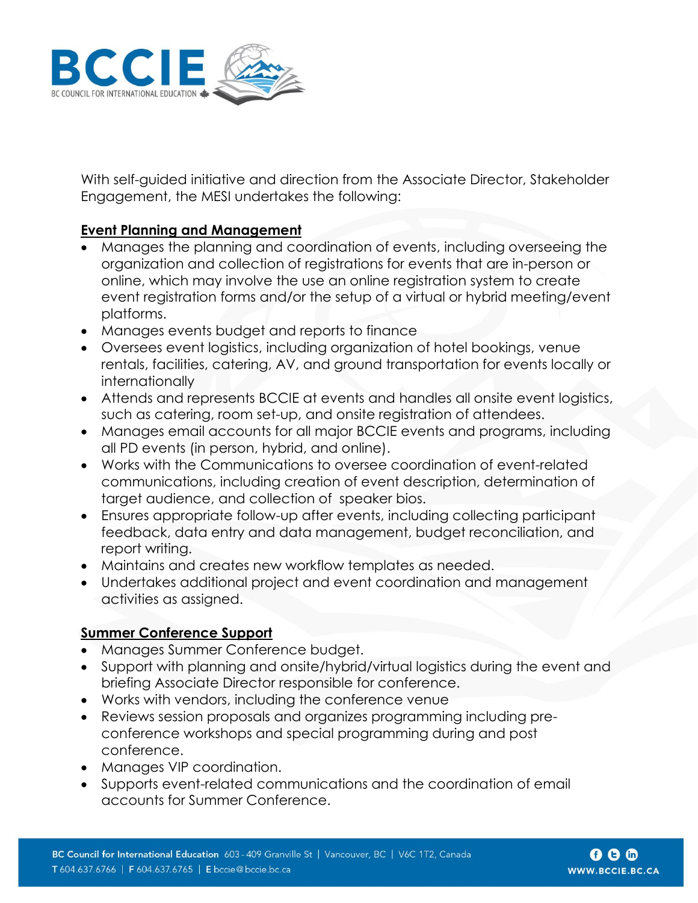With self-guided initiative and direction from the Associate Director, Stakeholder Engagement, the MESI undertakes the following:

**Event Planning and Management**

- Manages the planning and coordination of events, including overseeing the organization and collection of registrations for events that are in-person or online, which may involve the use an online registration system to create event registration forms and/or the setup of a virtual or hybrid meeting/event platforms.
- Manages events budget and reports to finance
- Oversees event logistics, including organization of hotel bookings, venue rentals, facilities, catering, AV, and ground transportation for events locally or internationally
- Attends and represents BCCIE at events and handles all onsite event logistics, such as catering, room set-up, and onsite registration of attendees.
- Manages email accounts for all major BCCIE events and programs, including all PD events (in person, hybrid, and online).
- Works with the Communications to oversee coordination of event-related communications, including creation of event description, determination of target audience, and collection of speaker bios.
- Ensures appropriate follow-up after events, including collecting participant feedback, data entry and data management, budget reconciliation, and report writing.
- Maintains and creates new workflow templates as needed.
- Undertakes additional project and event coordination and management activities as assigned.

**Summer Conference Support**

- Manages Summer Conference budget.
- Support with planning and onsite/hybrid/virtual logistics during the event and briefing Associate Director responsible for conference.
- Works with vendors, including the conference venue
- Reviews session proposals and organizes programming including pre-conference workshops and special programming during and post conference.
- Manages VIP coordination.
- Supports event-related communications and the coordination of email accounts for Summer Conference.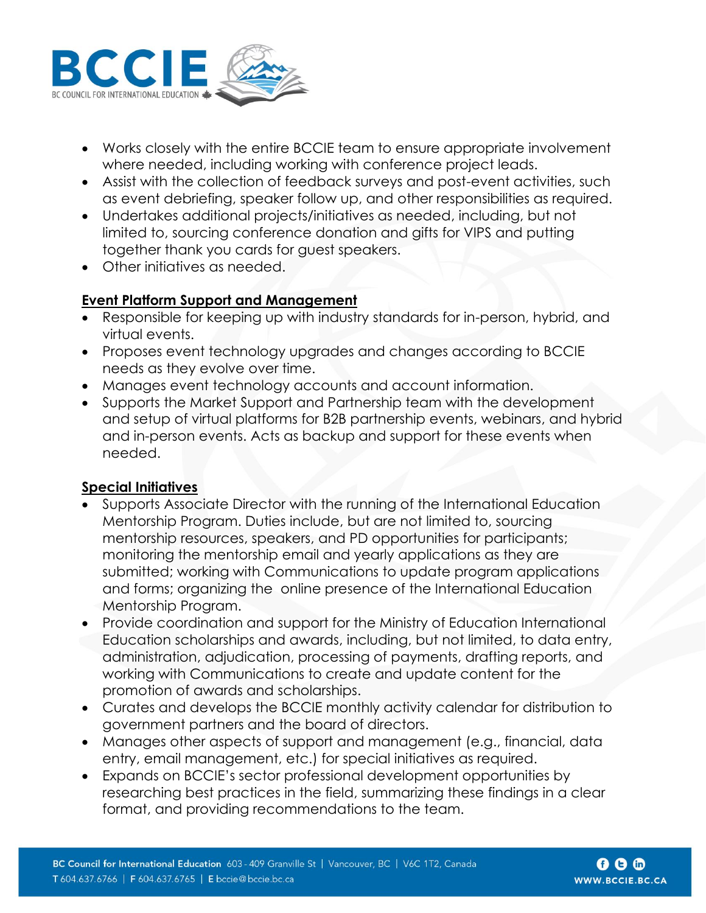- Works closely with the entire BCCIE team to ensure appropriate involvement where needed, including working with conference project leads.
- Assist with the collection of feedback surveys and post-event activities, such as event debriefing, speaker follow up, and other responsibilities as required.
- Undertakes additional projects/initiatives as needed, including, but not limited to, sourcing conference donation and gifts for VIPS and putting together thank you cards for guest speakers.
- Other initiatives as needed.

**Event Platform Support and Management**

- Responsible for keeping up with industry standards for in-person, hybrid, and virtual events.
- Proposes event technology upgrades and changes according to BCCIE needs as they evolve over time.
- Manages event technology accounts and account information.
- Supports the Market Support and Partnership team with the development and setup of virtual platforms for B2B partnership events, webinars, and hybrid and in-person events. Acts as backup and support for these events when needed.

**Special Initiatives**

- Supports Associate Director with the running of the International Education Mentorship Program. Duties include, but are not limited to, sourcing mentorship resources, speakers, and PD opportunities for participants; monitoring the mentorship email and yearly applications as they are submitted; working with Communications to update program applications and forms; organizing the online presence of the International Education Mentorship Program.
- Provide coordination and support for the Ministry of Education International Education scholarships and awards, including, but not limited, to data entry, administration, adjudication, processing of payments, drafting reports, and working with Communications to create and update content for the promotion of awards and scholarships.
- Curates and develops the BCCIE monthly activity calendar for distribution to government partners and the board of directors.
- Manages other aspects of support and management (e.g., financial, data entry, email management, etc.) for special initiatives as required.
- Expands on BCCIE's sector professional development opportunities by researching best practices in the field, summarizing these findings in a clear format, and providing recommendations to the team.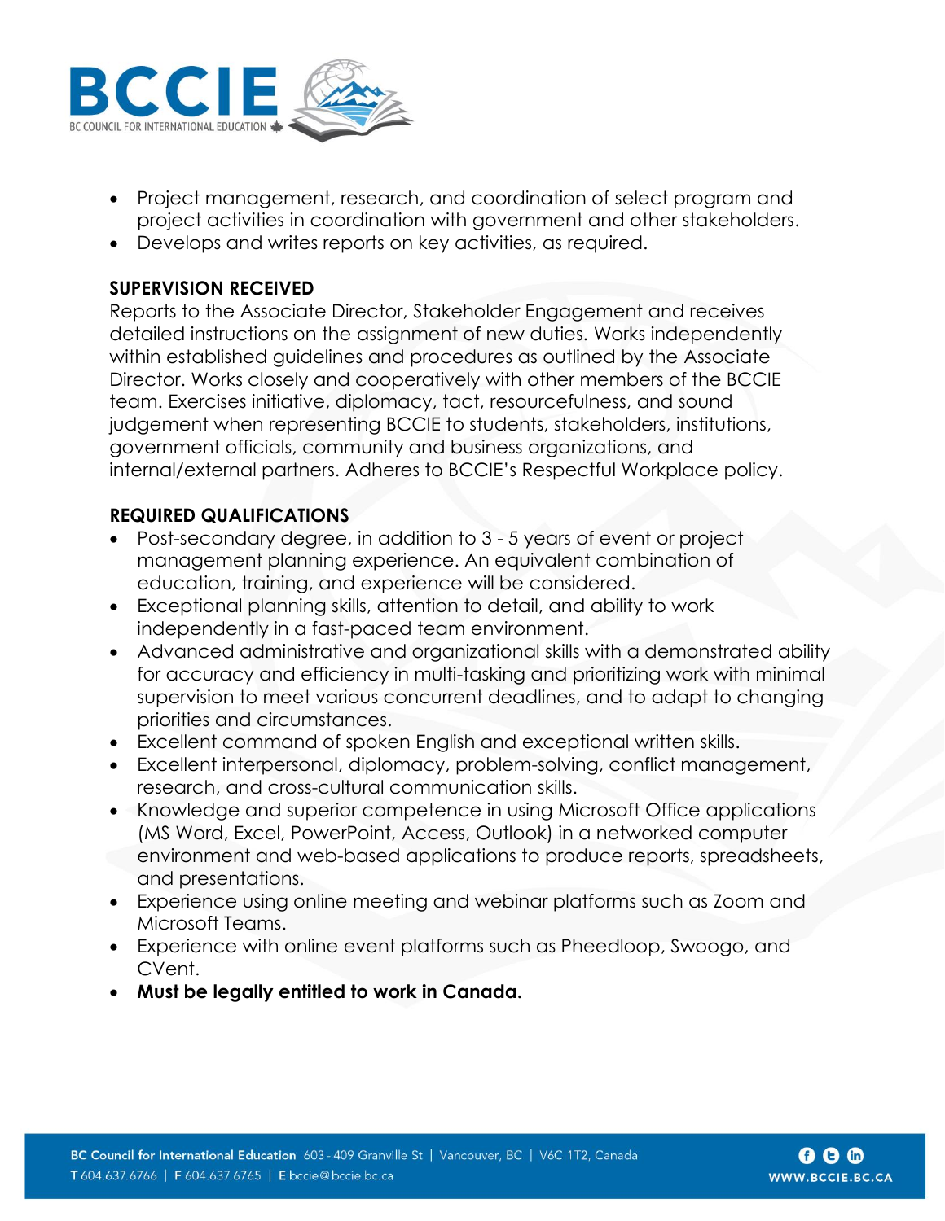- Project management, research, and coordination of select program and project activities in coordination with government and other stakeholders.
- Develops and writes reports on key activities, as required.

## SUPERVISION RECEIVED

Reports to the Associate Director, Stakeholder Engagement and receives detailed instructions on the assignment of new duties. Works independently within established guidelines and procedures as outlined by the Associate Director. Works closely and cooperatively with other members of the BCCIE team. Exercises initiative, diplomacy, tact, resourcefulness, and sound judgement when representing BCCIE to students, stakeholders, institutions, government officials, community and business organizations, and internal/external partners. Adheres to BCCIE's Respectful Workplace policy.

## REQUIRED QUALIFICATIONS

- Post-secondary degree, in addition to 3 - 5 years of event or project management planning experience. An equivalent combination of education, training, and experience will be considered.
- Exceptional planning skills, attention to detail, and ability to work independently in a fast-paced team environment.
- Advanced administrative and organizational skills with a demonstrated ability for accuracy and efficiency in multi-tasking and prioritizing work with minimal supervision to meet various concurrent deadlines, and to adapt to changing priorities and circumstances.
- Excellent command of spoken English and exceptional written skills.
- Excellent interpersonal, diplomacy, problem-solving, conflict management, research, and cross-cultural communication skills.
- Knowledge and superior competence in using Microsoft Office applications (MS Word, Excel, PowerPoint, Access, Outlook) in a networked computer environment and web-based applications to produce reports, spreadsheets, and presentations.
- Experience using online meeting and webinar platforms such as Zoom and Microsoft Teams.
- Experience with online event platforms such as Pheedloop, Swoogo, and CVent.
- **Must be legally entitled to work in Canada.**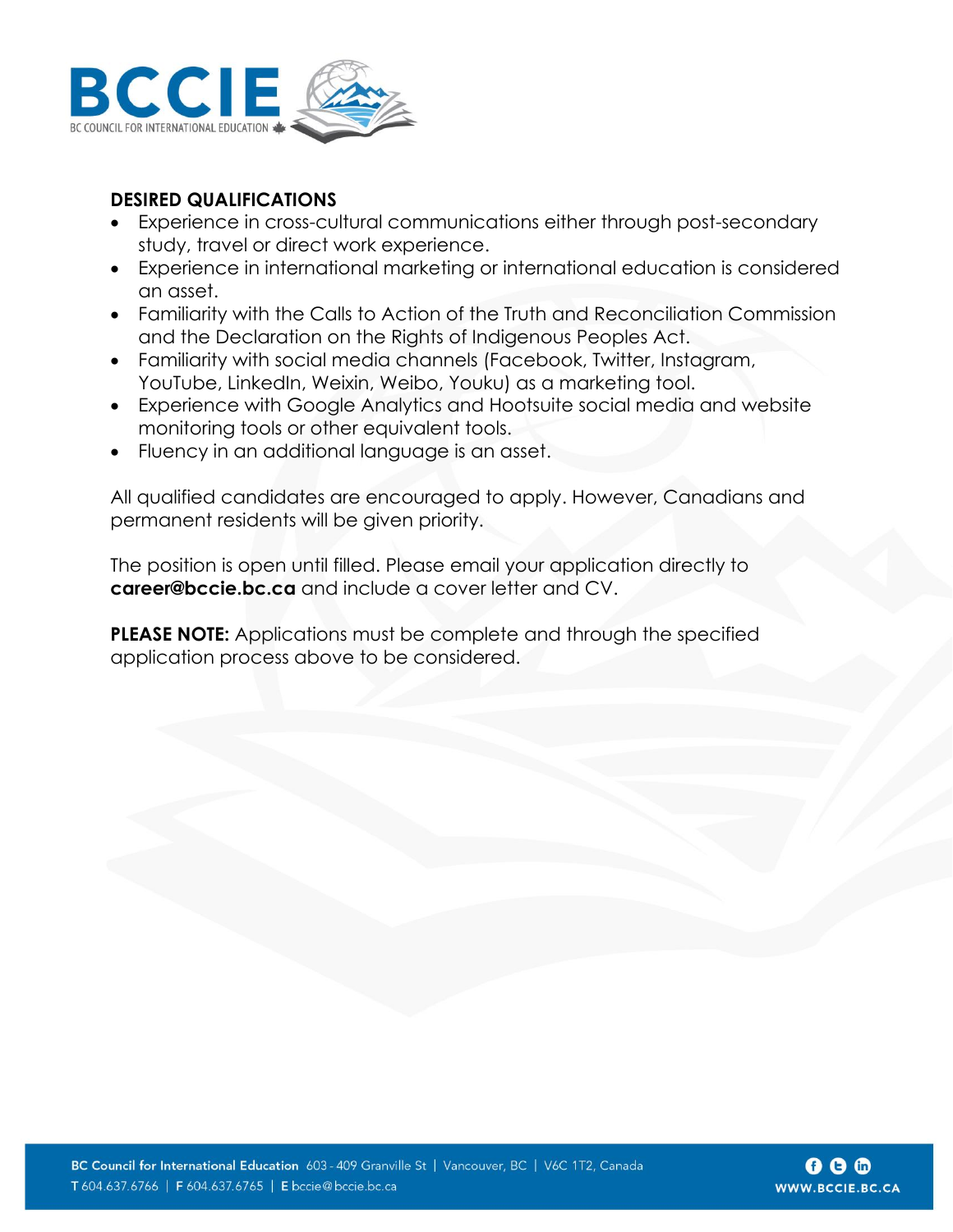## DESIRED QUALIFICATIONS

- Experience in cross-cultural communications either through post-secondary study, travel or direct work experience.
- Experience in international marketing or international education is considered an asset.
- Familiarity with the Calls to Action of the Truth and Reconciliation Commission and the Declaration on the Rights of Indigenous Peoples Act.
- Familiarity with social media channels (Facebook, Twitter, Instagram, YouTube, LinkedIn, Weixin, Weibo, Youku) as a marketing tool.
- Experience with Google Analytics and Hootsuite social media and website monitoring tools or other equivalent tools.
- Fluency in an additional language is an asset.

All qualified candidates are encouraged to apply. However, Canadians and permanent residents will be given priority.

The position is open until filled. Please email your application directly to **career@bccie.bc.ca** and include a cover letter and CV.

**PLEASE NOTE:** Applications must be complete and through the specified application process above to be considered.